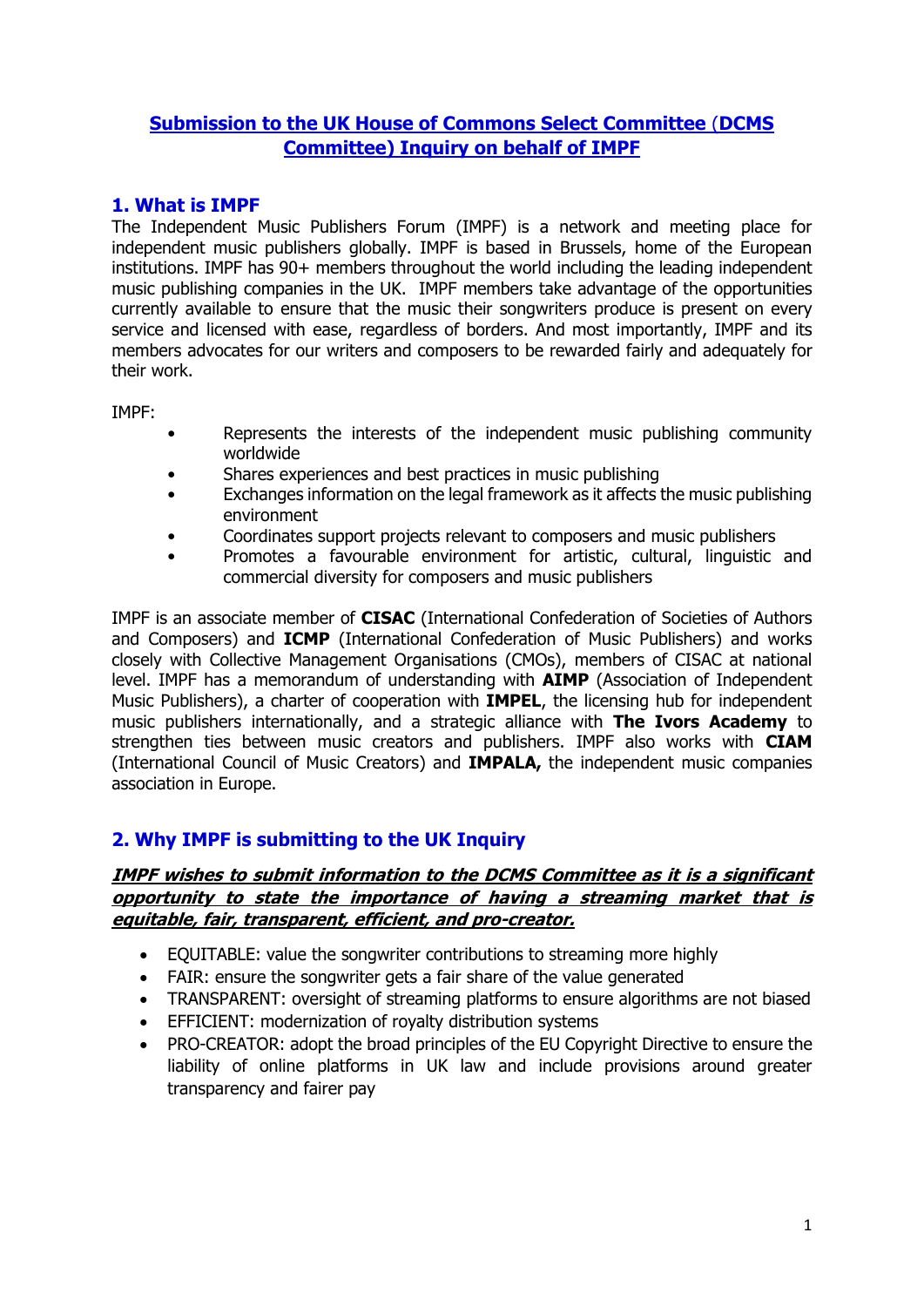# Submission to the UK House of Commons Select Committee (DCMS Committee) Inquiry on behalf of IMPF

## 1. What is IMPF

The Independent Music Publishers Forum (IMPF) is a network and meeting place for independent music publishers globally. IMPF is based in Brussels, home of the European institutions. IMPF has 90+ members throughout the world including the leading independent music publishing companies in the UK. IMPF members take advantage of the opportunities currently available to ensure that the music their songwriters produce is present on every service and licensed with ease, regardless of borders. And most importantly, IMPF and its members advocates for our writers and composers to be rewarded fairly and adequately for their work.

IMPF:

- Represents the interests of the independent music publishing community worldwide
- Shares experiences and best practices in music publishing
- Exchanges information on the legal framework as it affects the music publishing environment
- Coordinates support projects relevant to composers and music publishers
- Promotes a favourable environment for artistic, cultural, linguistic and commercial diversity for composers and music publishers

IMPF is an associate member of **CISAC** (International Confederation of Societies of Authors and Composers) and **ICMP** (International Confederation of Music Publishers) and works closely with Collective Management Organisations (CMOs), members of CISAC at national level. IMPF has a memorandum of understanding with **AIMP** (Association of Independent Music Publishers), a charter of cooperation with **IMPEL**, the licensing hub for independent music publishers internationally, and a strategic alliance with **The Ivors Academy** to strengthen ties between music creators and publishers. IMPF also works with **CIAM** (International Council of Music Creators) and **IMPALA,** the independent music companies association in Europe.

## 2. Why IMPF is submitting to the UK Inquiry

***IMPF wishes to submit information to the DCMS Committee as it is a significant opportunity to state the importance of having a streaming market that is equitable, fair, transparent, efficient, and pro-creator.***

- EQUITABLE: value the songwriter contributions to streaming more highly
- FAIR: ensure the songwriter gets a fair share of the value generated
- TRANSPARENT: oversight of streaming platforms to ensure algorithms are not biased
- EFFICIENT: modernization of royalty distribution systems
- PRO-CREATOR: adopt the broad principles of the EU Copyright Directive to ensure the liability of online platforms in UK law and include provisions around greater transparency and fairer pay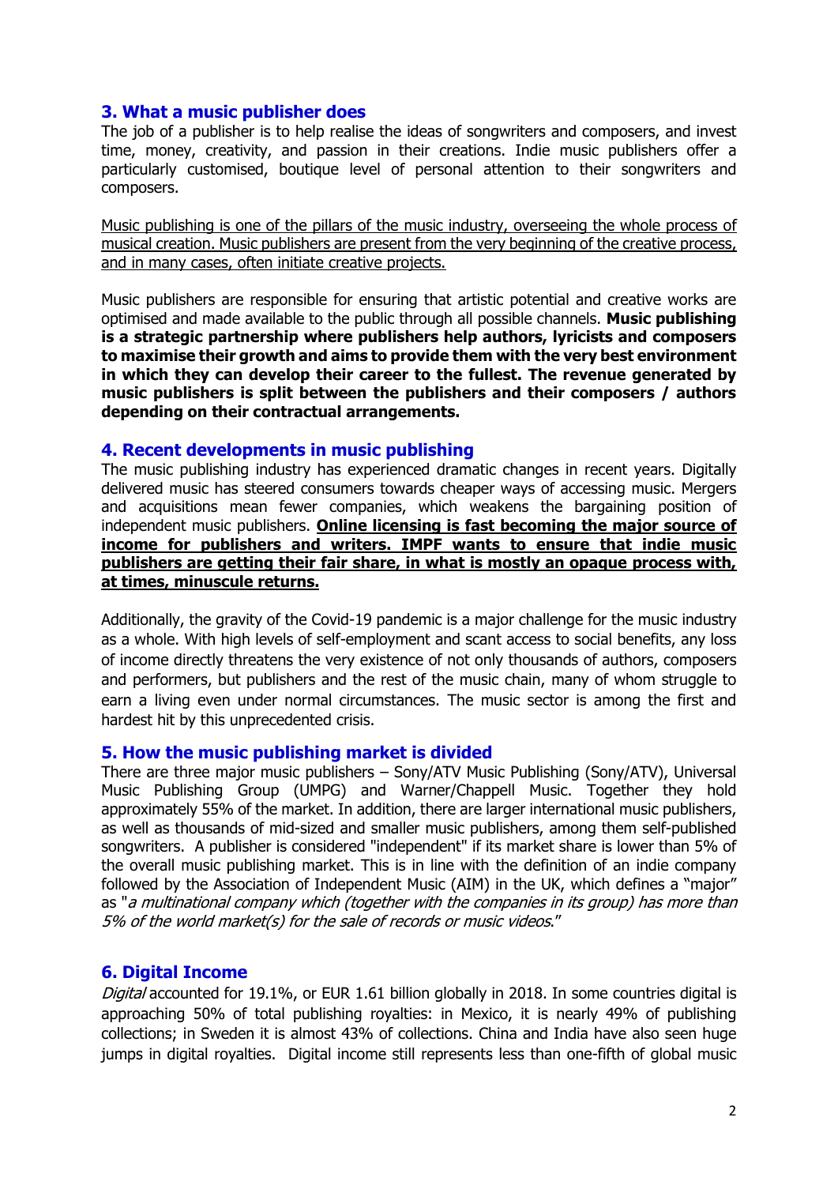## 3. What a music publisher does

The job of a publisher is to help realise the ideas of songwriters and composers, and invest time, money, creativity, and passion in their creations. Indie music publishers offer a particularly customised, boutique level of personal attention to their songwriters and composers.

<u>Music publishing is one of the pillars of the music industry, overseeing the whole process of musical creation. Music publishers are present from the very beginning of the creative process, and in many cases, often initiate creative projects.</u>

Music publishers are responsible for ensuring that artistic potential and creative works are optimised and made available to the public through all possible channels. **Music publishing is a strategic partnership where publishers help authors, lyricists and composers to maximise their growth and aims to provide them with the very best environment in which they can develop their career to the fullest. The revenue generated by music publishers is split between the publishers and their composers / authors depending on their contractual arrangements.**

## 4. Recent developments in music publishing

The music publishing industry has experienced dramatic changes in recent years. Digitally delivered music has steered consumers towards cheaper ways of accessing music. Mergers and acquisitions mean fewer companies, which weakens the bargaining position of independent music publishers. **<u>Online licensing is fast becoming the major source of income for publishers and writers. IMPF wants to ensure that indie music publishers are getting their fair share, in what is mostly an opaque process with, at times, minuscule returns.</u>**

Additionally, the gravity of the Covid-19 pandemic is a major challenge for the music industry as a whole. With high levels of self-employment and scant access to social benefits, any loss of income directly threatens the very existence of not only thousands of authors, composers and performers, but publishers and the rest of the music chain, many of whom struggle to earn a living even under normal circumstances. The music sector is among the first and hardest hit by this unprecedented crisis.

## 5. How the music publishing market is divided

There are three major music publishers – Sony/ATV Music Publishing (Sony/ATV), Universal Music Publishing Group (UMPG) and Warner/Chappell Music. Together they hold approximately 55% of the market. In addition, there are larger international music publishers, as well as thousands of mid-sized and smaller music publishers, among them self-published songwriters. A publisher is considered "independent" if its market share is lower than 5% of the overall music publishing market. This is in line with the definition of an indie company followed by the Association of Independent Music (AIM) in the UK, which defines a "major" as "*a multinational company which (together with the companies in its group) has more than 5% of the world market(s) for the sale of records or music videos*."

## 6. Digital Income

*Digital* accounted for 19.1%, or EUR 1.61 billion globally in 2018. In some countries digital is approaching 50% of total publishing royalties: in Mexico, it is nearly 49% of publishing collections; in Sweden it is almost 43% of collections. China and India have also seen huge jumps in digital royalties. Digital income still represents less than one-fifth of global music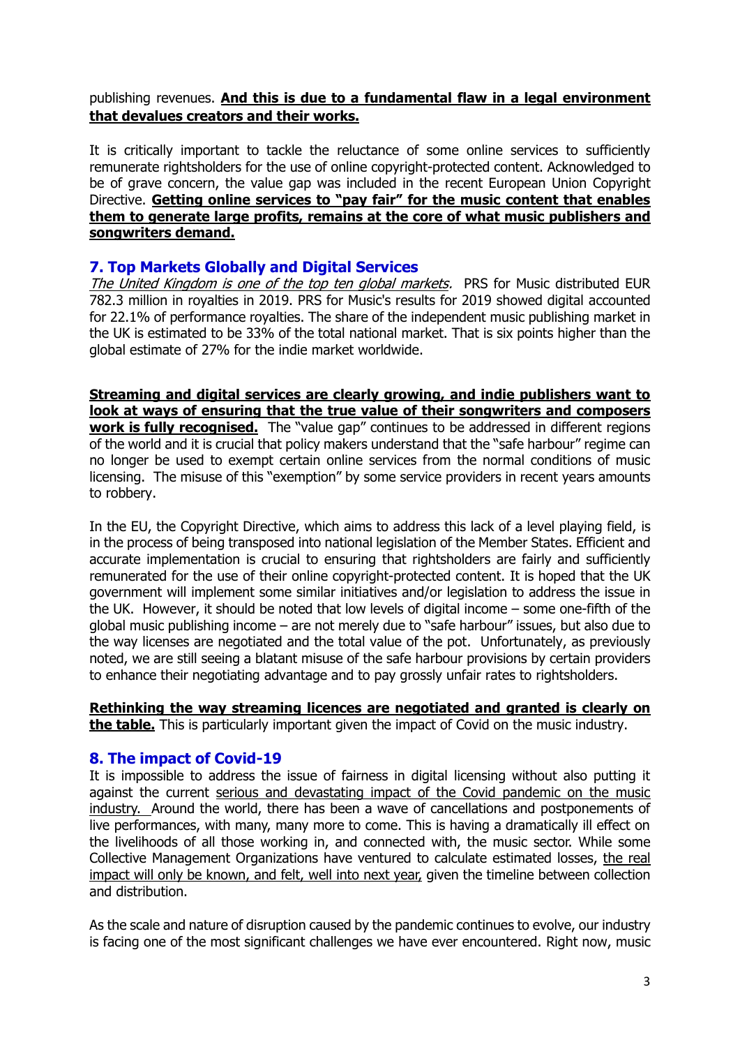publishing revenues. **And this is due to a fundamental flaw in a legal environment that devalues creators and their works.**

It is critically important to tackle the reluctance of some online services to sufficiently remunerate rightsholders for the use of online copyright-protected content. Acknowledged to be of grave concern, the value gap was included in the recent European Union Copyright Directive. **Getting online services to "pay fair" for the music content that enables them to generate large profits, remains at the core of what music publishers and songwriters demand.**

## 7. Top Markets Globally and Digital Services

*The United Kingdom is one of the top ten global markets.* PRS for Music distributed EUR 782.3 million in royalties in 2019. PRS for Music's results for 2019 showed digital accounted for 22.1% of performance royalties. The share of the independent music publishing market in the UK is estimated to be 33% of the total national market. That is six points higher than the global estimate of 27% for the indie market worldwide.

**Streaming and digital services are clearly growing, and indie publishers want to look at ways of ensuring that the true value of their songwriters and composers work is fully recognised.** The "value gap" continues to be addressed in different regions of the world and it is crucial that policy makers understand that the "safe harbour" regime can no longer be used to exempt certain online services from the normal conditions of music licensing. The misuse of this "exemption" by some service providers in recent years amounts to robbery.

In the EU, the Copyright Directive, which aims to address this lack of a level playing field, is in the process of being transposed into national legislation of the Member States. Efficient and accurate implementation is crucial to ensuring that rightsholders are fairly and sufficiently remunerated for the use of their online copyright-protected content. It is hoped that the UK government will implement some similar initiatives and/or legislation to address the issue in the UK. However, it should be noted that low levels of digital income – some one-fifth of the global music publishing income – are not merely due to "safe harbour" issues, but also due to the way licenses are negotiated and the total value of the pot. Unfortunately, as previously noted, we are still seeing a blatant misuse of the safe harbour provisions by certain providers to enhance their negotiating advantage and to pay grossly unfair rates to rightsholders.

**Rethinking the way streaming licences are negotiated and granted is clearly on the table.** This is particularly important given the impact of Covid on the music industry.

## 8. The impact of Covid-19

It is impossible to address the issue of fairness in digital licensing without also putting it against the current serious and devastating impact of the Covid pandemic on the music industry. Around the world, there has been a wave of cancellations and postponements of live performances, with many, many more to come. This is having a dramatically ill effect on the livelihoods of all those working in, and connected with, the music sector. While some Collective Management Organizations have ventured to calculate estimated losses, the real impact will only be known, and felt, well into next year, given the timeline between collection and distribution.

As the scale and nature of disruption caused by the pandemic continues to evolve, our industry is facing one of the most significant challenges we have ever encountered. Right now, music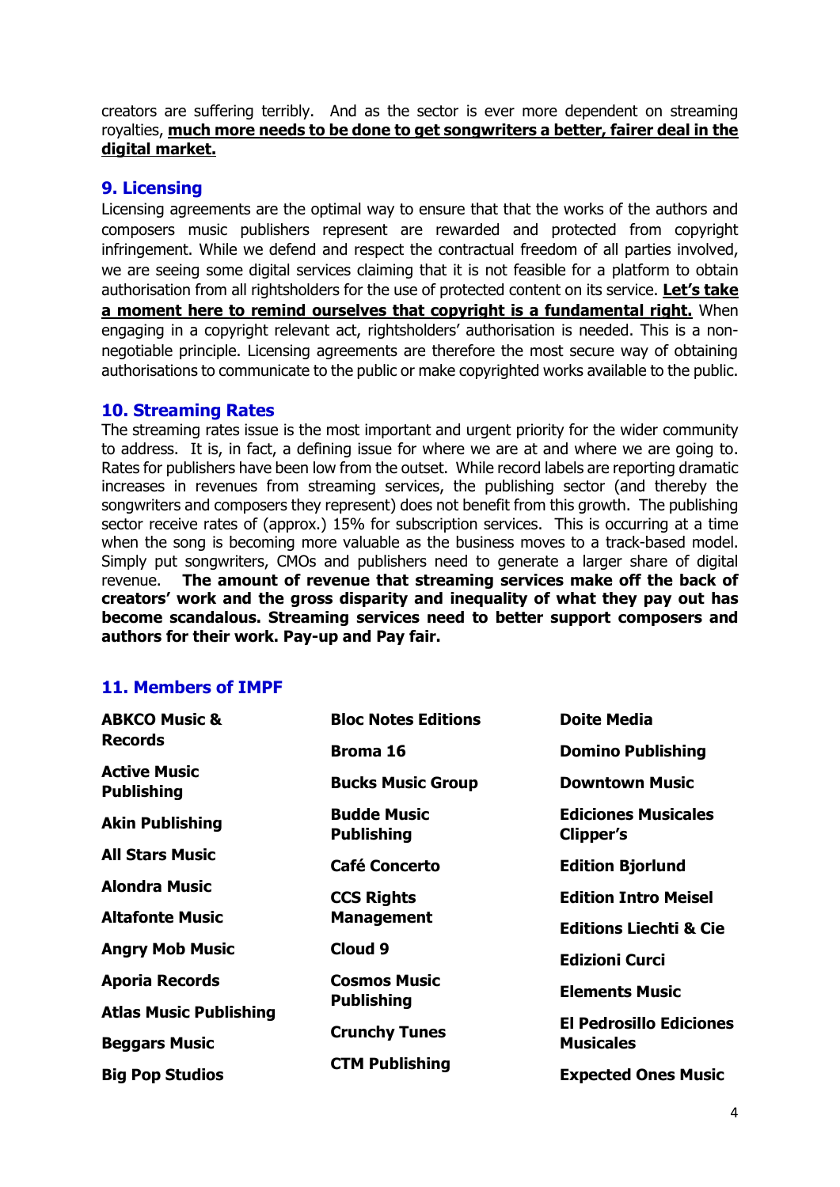creators are suffering terribly. And as the sector is ever more dependent on streaming royalties, **much more needs to be done to get songwriters a better, fairer deal in the digital market.**

## 9. Licensing

Licensing agreements are the optimal way to ensure that that the works of the authors and composers music publishers represent are rewarded and protected from copyright infringement. While we defend and respect the contractual freedom of all parties involved, we are seeing some digital services claiming that it is not feasible for a platform to obtain authorisation from all rightsholders for the use of protected content on its service. **Let's take a moment here to remind ourselves that copyright is a fundamental right.** When engaging in a copyright relevant act, rightsholders' authorisation is needed. This is a non-negotiable principle. Licensing agreements are therefore the most secure way of obtaining authorisations to communicate to the public or make copyrighted works available to the public.

## 10. Streaming Rates

The streaming rates issue is the most important and urgent priority for the wider community to address. It is, in fact, a defining issue for where we are at and where we are going to. Rates for publishers have been low from the outset. While record labels are reporting dramatic increases in revenues from streaming services, the publishing sector (and thereby the songwriters and composers they represent) does not benefit from this growth. The publishing sector receive rates of (approx.) 15% for subscription services. This is occurring at a time when the song is becoming more valuable as the business moves to a track-based model. Simply put songwriters, CMOs and publishers need to generate a larger share of digital revenue. **The amount of revenue that streaming services make off the back of creators' work and the gross disparity and inequality of what they pay out has become scandalous. Streaming services need to better support composers and authors for their work. Pay-up and Pay fair.**

## 11. Members of IMPF

- **ABKCO Music & Records**
- **Active Music Publishing**
- **Akin Publishing**
- **All Stars Music**
- **Alondra Music**
- **Altafonte Music**
- **Angry Mob Music**
- **Aporia Records**
- **Atlas Music Publishing**
- **Beggars Music**
- **Big Pop Studios**
- **Bloc Notes Editions**
- **Broma 16**
- **Bucks Music Group**
- **Budde Music Publishing**
- **Café Concerto**
- **CCS Rights Management**
- **Cloud 9**
- **Cosmos Music Publishing**
- **Crunchy Tunes**
- **CTM Publishing**
- **Doite Media**
- **Domino Publishing**
- **Downtown Music**
- **Ediciones Musicales Clipper's**
- **Edition Bjorlund**
- **Edition Intro Meisel**
- **Editions Liechti & Cie**
- **Edizioni Curci**
- **Elements Music**
- **El Pedrosillo Ediciones Musicales**
- **Expected Ones Music**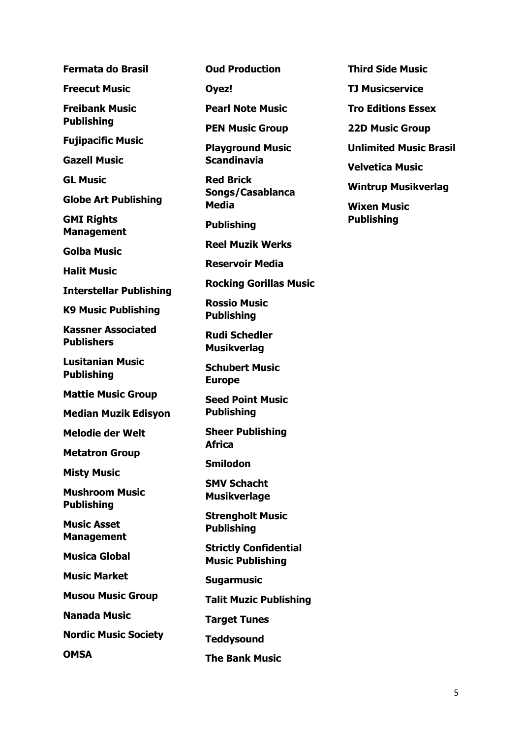**Fermata do Brasil**

**Freecut Music**

**Freibank Music Publishing**

**Fujipacific Music**

**Gazell Music**

**GL Music**

**Globe Art Publishing**

**GMI Rights Management**

**Golba Music**

**Halit Music**

**Interstellar Publishing**

**K9 Music Publishing**

**Kassner Associated Publishers**

**Lusitanian Music Publishing**

**Mattie Music Group**

**Median Muzik Edisyon**

**Melodie der Welt**

**Metatron Group**

**Misty Music**

**Mushroom Music Publishing**

**Music Asset Management**

**Musica Global**

**Music Market**

**Musou Music Group**

**Nanada Music**

**Nordic Music Society**

**OMSA**

**Oud Production**

**Oyez!**

**Pearl Note Music**

**PEN Music Group**

**Playground Music Scandinavia**

**Red Brick Songs/Casablanca Media**

**Publishing**

**Reel Muzik Werks**

**Reservoir Media**

**Rocking Gorillas Music**

**Rossio Music Publishing**

**Rudi Schedler Musikverlag**

**Schubert Music Europe**

**Seed Point Music Publishing**

**Sheer Publishing Africa**

**Smilodon**

**SMV Schacht Musikverlage**

**Strengholt Music Publishing**

**Strictly Confidential Music Publishing**

**Sugarmusic**

**Talit Muzic Publishing**

**Target Tunes**

**Teddysound**

**The Bank Music**

**Third Side Music**

**TJ Musicservice**

**Tro Editions Essex**

**22D Music Group**

**Unlimited Music Brasil**

**Velvetica Music**

**Wintrup Musikverlag**

**Wixen Music Publishing**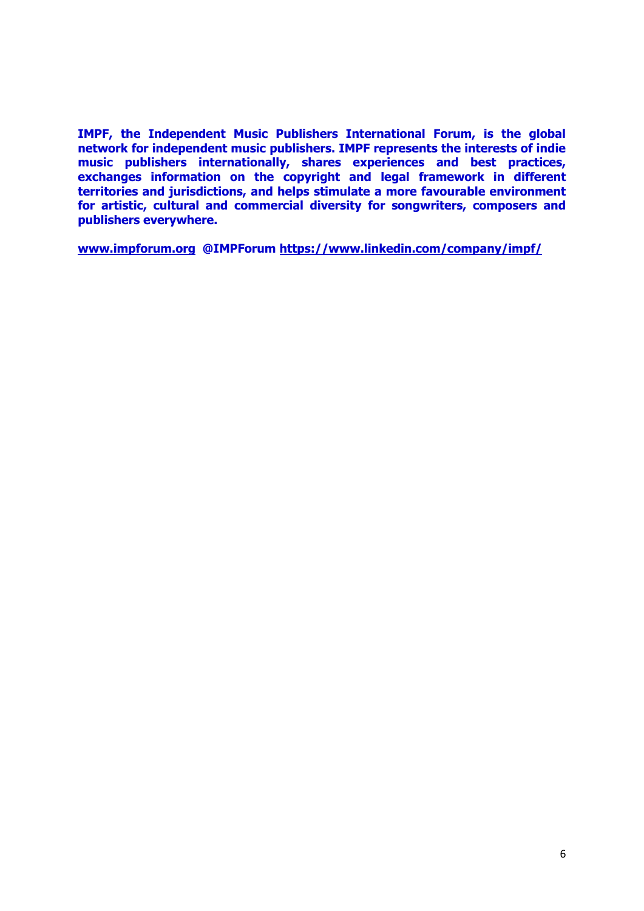**IMPF, the Independent Music Publishers International Forum, is the global network for independent music publishers. IMPF represents the interests of indie music publishers internationally, shares experiences and best practices, exchanges information on the copyright and legal framework in different territories and jurisdictions, and helps stimulate a more favourable environment for artistic, cultural and commercial diversity for songwriters, composers and publishers everywhere.**

**www.impforum.org @IMPForum https://www.linkedin.com/company/impf/**